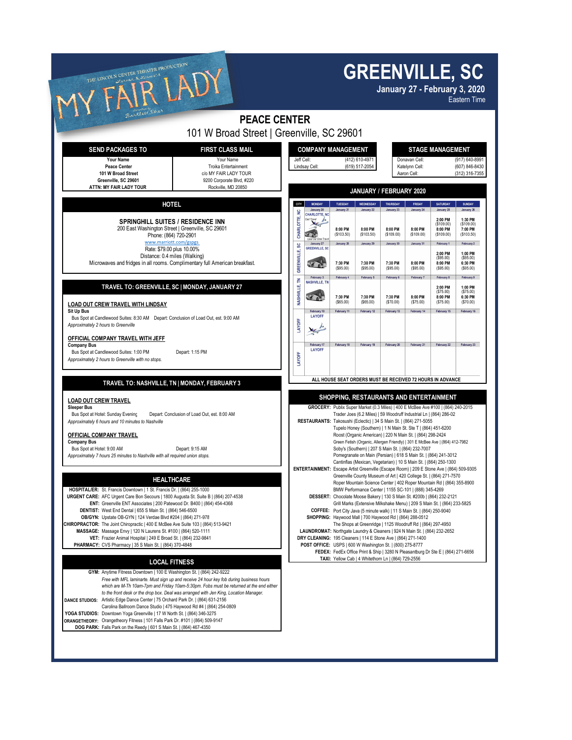# MY FAIR LADY

THE LINCOLN CENTER THEATER PRODUCTION

# GREENVILLE, SC

**January 27 - February 3, 2020**

Eastern Time

## PEACE CENTER

101 W Broad Street | Greenville, SC 29601

| SEND PACKAGES TO | FIRST CLASS MAIL |
|---|---|
| Your Name<br>Peace Center<br>101 W Broad Street<br>Greenville, SC 29601<br>ATTN: MY FAIR LADY TOUR | Your Name<br>Troika Entertainment<br>c/o MY FAIR LADY TOUR<br>9200 Corporate Blvd, #220<br>Rockville, MD 20850 |

| COMPANY MANAGEMENT | |
|---|---|
| Jeff Cell: | (412) 610-4971 |
| Lindsay Cell: | (619) 517-2054 |

| STAGE MANAGEMENT | |
|---|---|
| Donavan Cell: | (917) 640-8991 |
| Katelynn Cell: | (607) 846-8430 |
| Aaron Cell: | (312) 316-7355 |

## HOTEL

**SPRINGHILL SUITES / RESIDENCE INN**

200 East Washington Street | Greenville, SC 29601

Phone: (864) 720-2901

www.marriott.com/gspgs

Rate: $79.00 plus 10.00%

Distance: 0.4 miles (Walking)

Microwaves and fridges in all rooms. Complimentary full American breakfast.

## JANUARY / FEBRUARY 2020

| CITY | MONDAY | TUESDAY | WEDNESDAY | THURSDAY | FRIDAY | SATURDAY | SUNDAY |
|---|---|---|---|---|---|---|---|
| CHARLOTTE, NC | January 20<br>CHARLOTTE, NC<br>Cast Travel<br>Load Out Crew Travel | January 21<br>8:00 PM ($103.50) | January 22<br>8:00 PM ($103.50) | January 23<br>8:00 PM ($109.00) | January 24<br>8:00 PM ($109.00) | January 25<br>2:00 PM ($109.00)<br>8:00 PM ($109.00) | January 26<br>1:30 PM ($109.00)<br>7:00 PM ($103.50) |
| GREENVILLE, SC | January 27<br>GREENVILLE, SC | January 28<br>7:30 PM ($95.00) | January 29<br>7:30 PM ($95.00) | January 30<br>7:30 PM ($95.00) | January 31<br>8:00 PM ($95.00) | February 1<br>2:00 PM ($95.00)<br>8:00 PM ($95.00) | February 2<br>1:00 PM ($95.00)<br>6:30 PM ($95.00) |
| NASHVILLE, TN | February 3<br>NASHVILLE, TN | February 4<br>7:30 PM ($65.00) | February 5<br>7:30 PM ($65.00) | February 6<br>7:30 PM ($70.00) | February 7<br>8:00 PM ($75.00) | February 8<br>2:00 PM ($75.00)<br>8:00 PM ($75.00) | February 9<br>1:00 PM ($75.00)<br>6:30 PM ($70.00) |
| LAYOFF | February 10<br>LAYOFF | February 11 | February 12 | February 13 | February 14 | February 15 | February 16 |
| LAYOFF | February 17<br>LAYOFF | February 18 | February 19 | February 20 | February 21 | February 22 | February 23 |

**ALL HOUSE SEAT ORDERS MUST BE RECEIVED 72 HOURS IN ADVANCE**

## TRAVEL TO: GREENVILLE, SC | MONDAY, JANUARY 27

**LOAD OUT CREW TRAVEL WITH LINDSAY**

**Sit Up Bus**

Bus Spot at Candlewood Suites: 8:30 AM    Depart: Conclusion of Load Out, est. 9:00 AM

*Approximately 2 hours to Greenville*

**OFFICIAL COMPANY TRAVEL WITH JEFF**

**Company Bus**

Bus Spot at Candlewood Suites: 1:00 PM    Depart: 1:15 PM

*Approximately 2 hours to Greenville with no stops.*

## TRAVEL TO: NASHVILLE, TN | MONDAY, FEBRUARY 3

**LOAD OUT CREW TRAVEL**

**Sleeper Bus**

Bus Spot at Hotel: Sunday Evening    Depart: Conclusion of Load Out, est. 8:00 AM

*Approximately 6 hours and 10 minutes to Nashville*

**OFFICIAL COMPANY TRAVEL**

**Company Bus**

Bus Spot at Hotel: 9:00 AM    Depart: 9:15 AM

*Approximately 7 hours 25 minutes to Nashville with all required union stops.*

## SHOPPING, RESTAURANTS AND ENTERTAINMENT

**GROCERY:** Publix Super Market (0.3 Miles) | 400 E McBee Ave #100 | (864) 240-2015
Trader Joes (6.2 Miles) | 59 Woodruff Industrial Ln | (864) 286-02

**RESTAURANTS:** Takosushi (Eclectic) | 34 S Main St. | (864) 271-5055
Tupelo Honey (Southern) | 1 N Main St. Ste T | (864) 451-6200
Roost (Organic American) | 220 N Main St. | (864) 298-2424
Green Fetish (Organic, Allergen Friendly) | 301 E McBee Ave | (864) 412-7982
Soby's (Southern) | 207 S Main St. | (864) 232-7007
Pomegranate on Main (Persian) | 618 S Main St. | (864) 241-3012
Cantinflas (Mexican, Vegetarian) | 10 S Main St. | (864) 250-1300

**ENTERTAINMENT:** Escape Artist Greenville (Escape Room) | 209 E Stone Ave | (864) 509-9305
Greenville County Museum of Art | 420 College St. | (864) 271-7570
Roper Mountain Science Center | 402 Roper Mountain Rd | (864) 355-8900
BMW Performance Center | 1155 SC-101 | (888) 345-4269

**DESSERT:** Chocolate Moose Bakery | 130 S Main St. #200b | (864) 232-2121
Grill Marks (Extensive Milkshake Menu) | 209 S Main St. | (864) 233-5825

**COFFEE:** Port City Java (5 minute walk) | 11 S Main St. | (864) 250-9040

**SHOPPING:** Haywood Mall | 700 Haywood Rd | (864) 288-0512
The Shops at Greenridge | 1125 Woodruff Rd | (864) 297-4950

**LAUNDROMAT:** Northgate Laundry & Cleaners | 924 N Main St. | (864) 232-2652

**DRY CLEANING:** 195 Cleaners | 114 E Stone Ave | (864) 271-1400

**POST OFFICE:** USPS | 600 W Washington St. | (800) 275-8777

**FEDEX:** FedEx Office Print & Ship | 3280 N Pleasantburg Dr Ste E | (864) 271-6656

**TAXI:** Yellow Cab | 4 Whitethorn Ln | (864) 729-2556

## HEALTHCARE

**HOSPITAL/ER:** St. Francis Downtown | 1 St. Francis Dr. | (864) 255-1000

**URGENT CARE:** AFC Urgent Care Bon Secours | 1800 Augusta St. Suite B | (864) 277-4538

**ENT:** Greenville ENT Associates | 200 Patewood Dr. B400 | (864) 454-4368

**DENTIST:** West End Dental | 655 S Main St. | (864) 546-6500

**OB/GYN:** Upstate OB-GYN | 124 Verdae Blvd #204 | (864) 271-978

**CHIROPRACTOR:** The Joint Chiropractic | 400 E McBee Ave Suite 103 | (864) 513-9421

**MASSAGE:** Massage Envy | 120 N Laurens St. #100 | (864) 520-1111

**VET:** Frazier Animal Hospital | 249 E Broad St. | (864) 232-9841

**PHARMACY:** CVS Pharmacy | 35 S Main St. | (864) 370-4848

## LOCAL FITNESS

**GYM:** Anytime Fitness Downtown | 100 E Washington St. | (864) 242-9222
*Free with MFL laminate. Must sign up and receive 24 hour key fob during business hours which are M-Th 10am-7pm and Friday 10am-5:30pm. Fobs must be returned at the end either to the front desk or the drop box. Deal was arranged with Jen King, Location Manager.*

**DANCE STUDIOS:** Artistic Edge Dance Center | 75 Orchard Park Dr. | (864) 631-2156
Carolina Ballroom Dance Studio | 475 Haywood Rd #4 | (864) 254-0809

**YOGA STUDIOS:** Downtown Yoga Greenville | 17 W North St. | (864) 346-3275

**ORANGETHEORY:** Orangetheory Fitness | 101 Falls Park Dr. #101 | (864) 509-9147

**DOG PARK:** Falls Park on the Reedy | 601 S Main St. | (864) 467-4350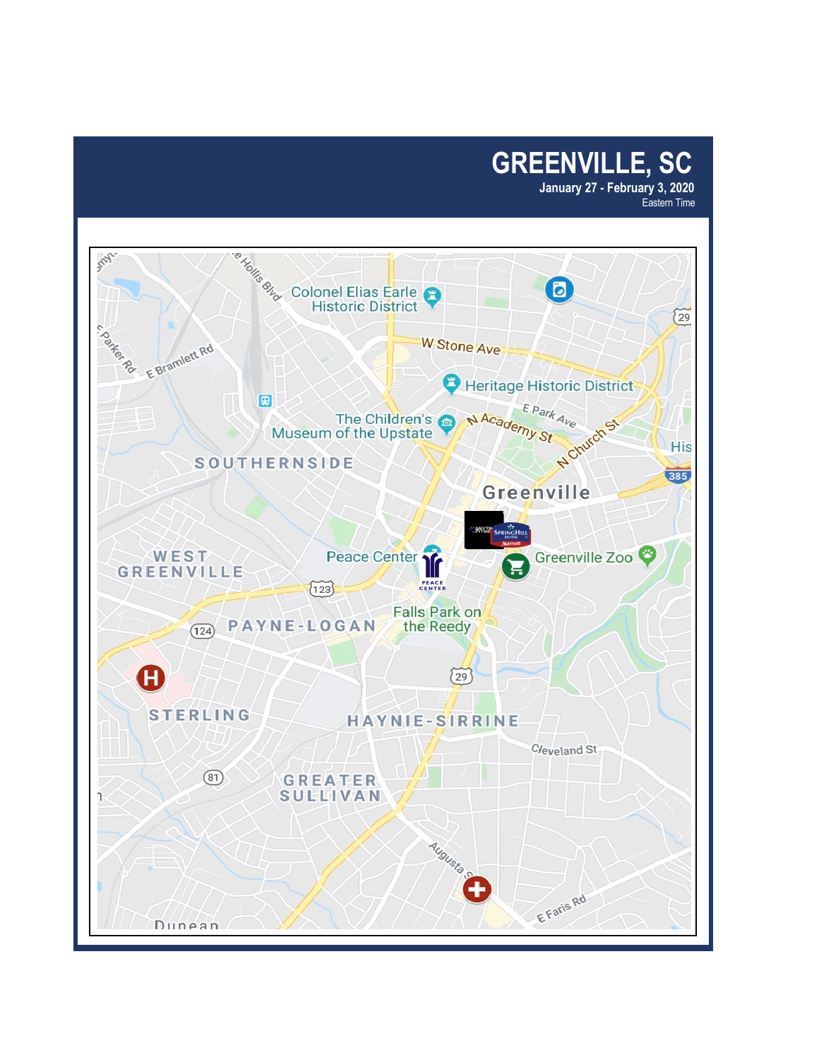# GREENVILLE, SC

**January 27 - February 3, 2020**

Eastern Time

Colonel Elias Earle Historic District

W Stone Ave

Heritage Historic District

E Park Ave

The Children's Museum of the Upstate

N Academy St

N Church St

SOUTHERNSIDE

Greenville

WEST GREENVILLE

Peace Center

Greenville Zoo

PAYNE-LOGAN

Falls Park on the Reedy

STERLING

HAYNIE-SIRRINE

Cleveland St

GREATER SULLIVAN

Augusta St

E Faris Rd

Dunean

E Parker Rd

E Bramlett Rd

Hollis Blvd

123

124

29

81

385